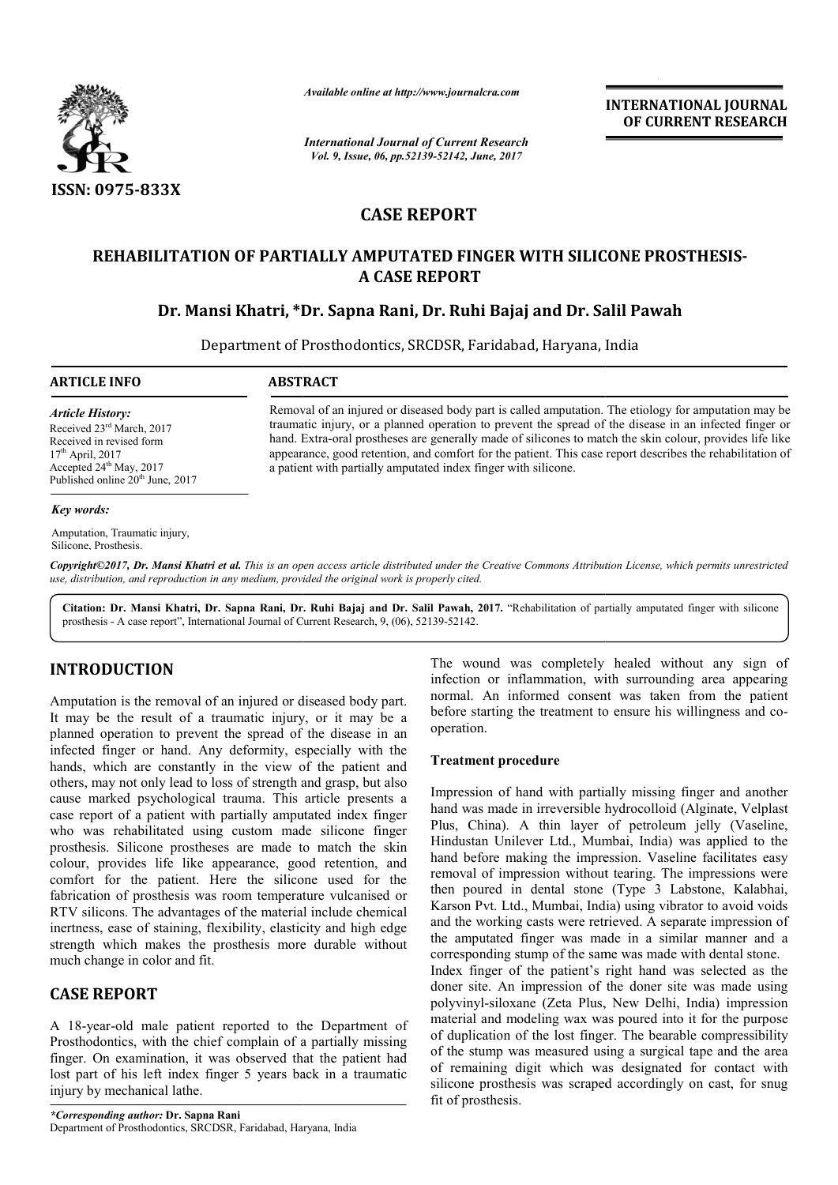# CASE REPORT

## REHABILITATION OF PARTIALLY AMPUTATED FINGER WITH SILICONE PROSTHESIS- A CASE REPORT

**Dr. Mansi Khatri, \*Dr. Sapna Rani, Dr. Ruhi Bajaj and Dr. Salil Pawah**

Department of Prosthodontics, SRCDSR, Faridabad, Haryana, India

**ARTICLE INFO**

*Article History:*
Received 23rd March, 2017
Received in revised form 17th April, 2017
Accepted 24th May, 2017
Published online 20th June, 2017

*Key words:*
Amputation, Traumatic injury, Silicone, Prosthesis.

**ABSTRACT**

Removal of an injured or diseased body part is called amputation. The etiology for amputation may be traumatic injury, or a planned operation to prevent the spread of the disease in an infected finger or hand. Extra-oral prostheses are generally made of silicones to match the skin colour, provides life like appearance, good retention, and comfort for the patient. This case report describes the rehabilitation of a patient with partially amputated index finger with silicone.

*Copyright©2017, Dr. Mansi Khatri et al. This is an open access article distributed under the Creative Commons Attribution License, which permits unrestricted use, distribution, and reproduction in any medium, provided the original work is properly cited.*

**Citation: Dr. Mansi Khatri, Dr. Sapna Rani, Dr. Ruhi Bajaj and Dr. Salil Pawah, 2017.** "Rehabilitation of partially amputated finger with silicone prosthesis - A case report", International Journal of Current Research, 9, (06), 52139-52142.

## INTRODUCTION

Amputation is the removal of an injured or diseased body part. It may be the result of a traumatic injury, or it may be a planned operation to prevent the spread of the disease in an infected finger or hand. Any deformity, especially with the hands, which are constantly in the view of the patient and others, may not only lead to loss of strength and grasp, but also cause marked psychological trauma. This article presents a case report of a patient with partially amputated index finger who was rehabilitated using custom made silicone finger prosthesis. Silicone prostheses are made to match the skin colour, provides life like appearance, good retention, and comfort for the patient. Here the silicone used for the fabrication of prosthesis was room temperature vulcanised or RTV silicons. The advantages of the material include chemical inertness, ease of staining, flexibility, elasticity and high edge strength which makes the prosthesis more durable without much change in color and fit.

## CASE REPORT

A 18-year-old male patient reported to the Department of Prosthodontics, with the chief complain of a partially missing finger. On examination, it was observed that the patient had lost part of his left index finger 5 years back in a traumatic injury by mechanical lathe.

The wound was completely healed without any sign of infection or inflammation, with surrounding area appearing normal. An informed consent was taken from the patient before starting the treatment to ensure his willingness and co-operation.

### Treatment procedure

Impression of hand with partially missing finger and another hand was made in irreversible hydrocolloid (Alginate, Velplast Plus, China). A thin layer of petroleum jelly (Vaseline, Hindustan Unilever Ltd., Mumbai, India) was applied to the hand before making the impression. Vaseline facilitates easy removal of impression without tearing. The impressions were then poured in dental stone (Type 3 Labstone, Kalabhai, Karson Pvt. Ltd., Mumbai, India) using vibrator to avoid voids and the working casts were retrieved. A separate impression of the amputated finger was made in a similar manner and a corresponding stump of the same was made with dental stone.
Index finger of the patient's right hand was selected as the doner site. An impression of the doner site was made using polyvinyl-siloxane (Zeta Plus, New Delhi, India) impression material and modeling wax was poured into it for the purpose of duplication of the lost finger. The bearable compressibility of the stump was measured using a surgical tape and the area of remaining digit which was designated for contact with silicone prosthesis was scraped accordingly on cast, for snug fit of prosthesis.

*\*Corresponding author:* **Dr. Sapna Rani**
Department of Prosthodontics, SRCDSR, Faridabad, Haryana, India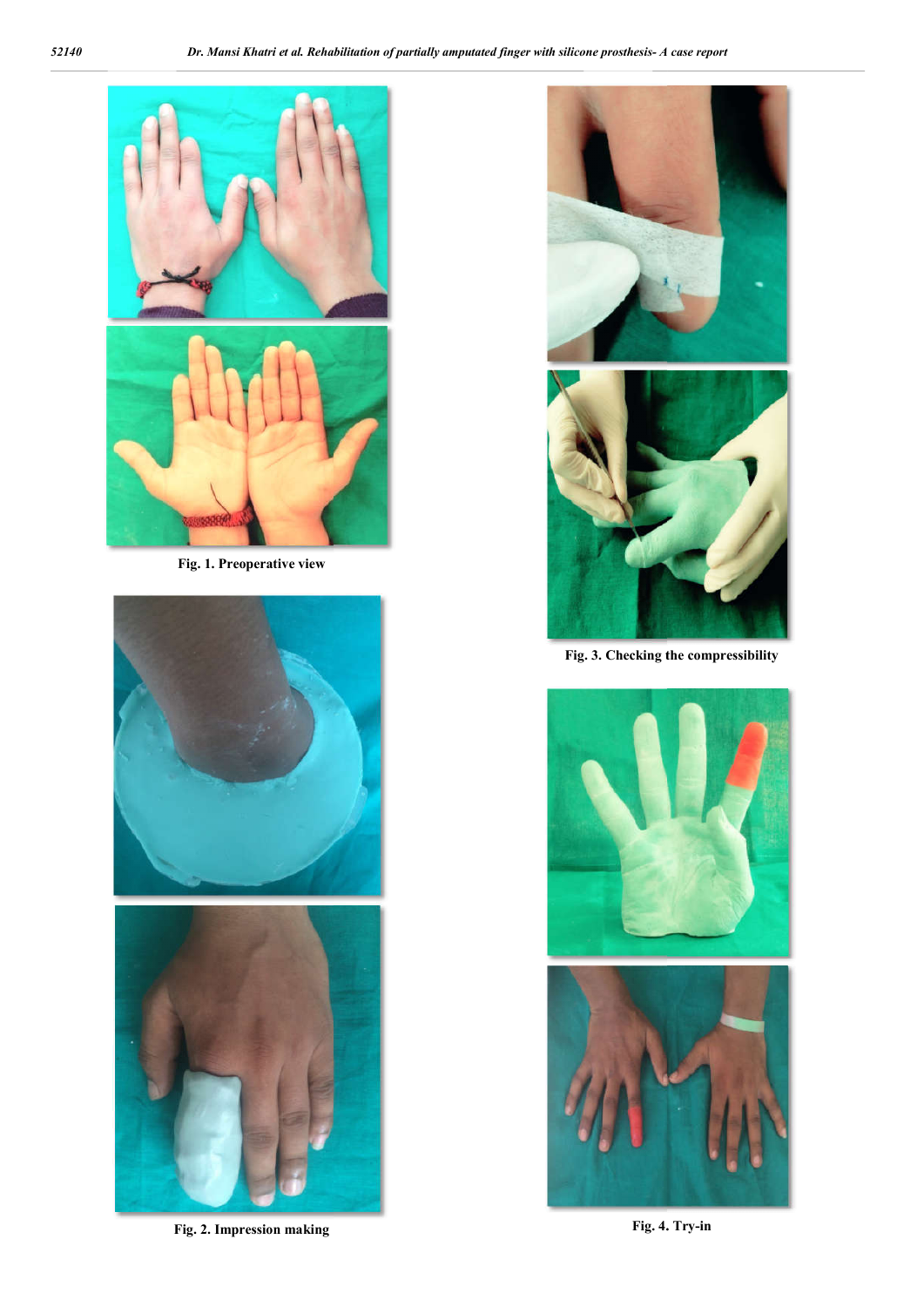Fig. 1. Preoperative view

Fig. 2. Impression making

Fig. 3. Checking the compressibility

Fig. 4. Try-in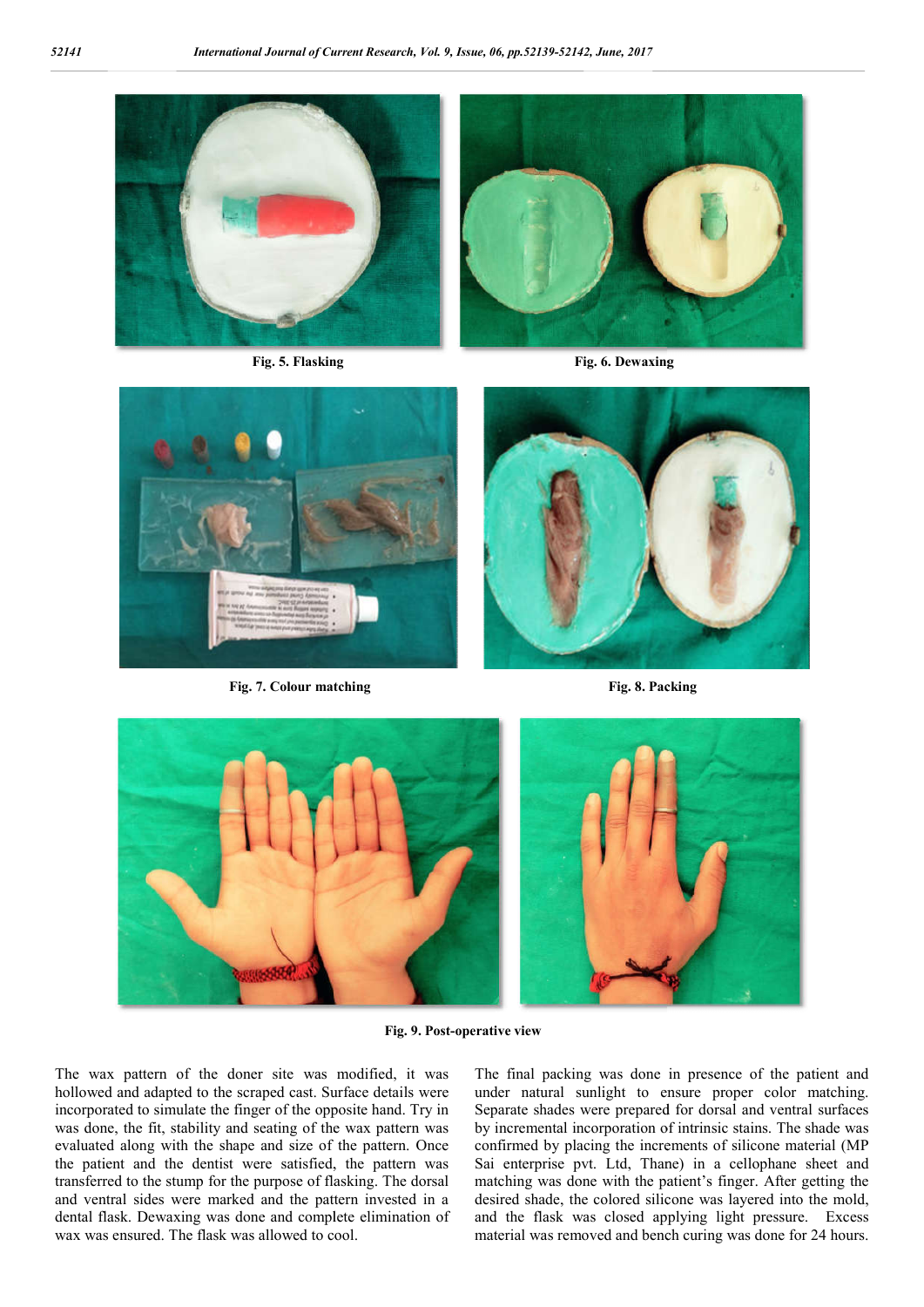Fig. 5. Flasking

Fig. 6. Dewaxing

Fig. 7. Colour matching

Fig. 8. Packing

Fig. 9. Post-operative view

The wax pattern of the doner site was modified, it was hollowed and adapted to the scraped cast. Surface details were incorporated to simulate the finger of the opposite hand. Try in was done, the fit, stability and seating of the wax pattern was evaluated along with the shape and size of the pattern. Once the patient and the dentist were satisfied, the pattern was transferred to the stump for the purpose of flasking. The dorsal and ventral sides were marked and the pattern invested in a dental flask. Dewaxing was done and complete elimination of wax was ensured. The flask was allowed to cool.

The final packing was done in presence of the patient and under natural sunlight to ensure proper color matching. Separate shades were prepared for dorsal and ventral surfaces by incremental incorporation of intrinsic stains. The shade was confirmed by placing the increments of silicone material (MP Sai enterprise pvt. Ltd, Thane) in a cellophane sheet and matching was done with the patient's finger. After getting the desired shade, the colored silicone was layered into the mold, and the flask was closed applying light pressure. Excess material was removed and bench curing was done for 24 hours.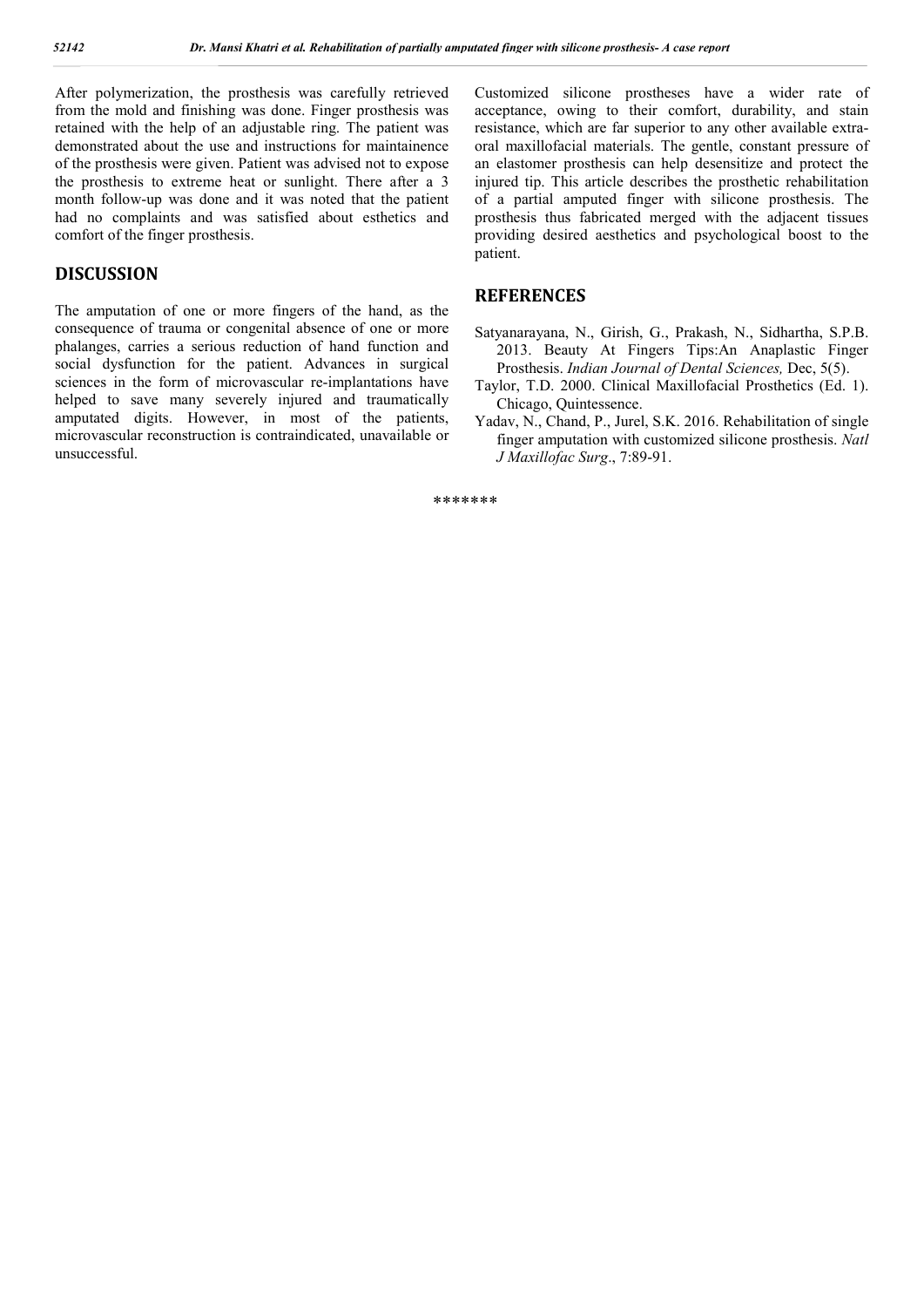After polymerization, the prosthesis was carefully retrieved from the mold and finishing was done. Finger prosthesis was retained with the help of an adjustable ring. The patient was demonstrated about the use and instructions for maintainence of the prosthesis were given. Patient was advised not to expose the prosthesis to extreme heat or sunlight. There after a 3 month follow-up was done and it was noted that the patient had no complaints and was satisfied about esthetics and comfort of the finger prosthesis.

## DISCUSSION

The amputation of one or more fingers of the hand, as the consequence of trauma or congenital absence of one or more phalanges, carries a serious reduction of hand function and social dysfunction for the patient. Advances in surgical sciences in the form of microvascular re-implantations have helped to save many severely injured and traumatically amputated digits. However, in most of the patients, microvascular reconstruction is contraindicated, unavailable or unsuccessful.

Customized silicone prostheses have a wider rate of acceptance, owing to their comfort, durability, and stain resistance, which are far superior to any other available extra-oral maxillofacial materials. The gentle, constant pressure of an elastomer prosthesis can help desensitize and protect the injured tip. This article describes the prosthetic rehabilitation of a partial amputed finger with silicone prosthesis. The prosthesis thus fabricated merged with the adjacent tissues providing desired aesthetics and psychological boost to the patient.

## REFERENCES

Satyanarayana, N., Girish, G., Prakash, N., Sidhartha, S.P.B. 2013. Beauty At Fingers Tips:An Anaplastic Finger Prosthesis. *Indian Journal of Dental Sciences,* Dec, 5(5).

Taylor, T.D. 2000. Clinical Maxillofacial Prosthetics (Ed. 1). Chicago, Quintessence.

Yadav, N., Chand, P., Jurel, S.K. 2016. Rehabilitation of single finger amputation with customized silicone prosthesis. *Natl J Maxillofac Surg*., 7:89-91.

*******